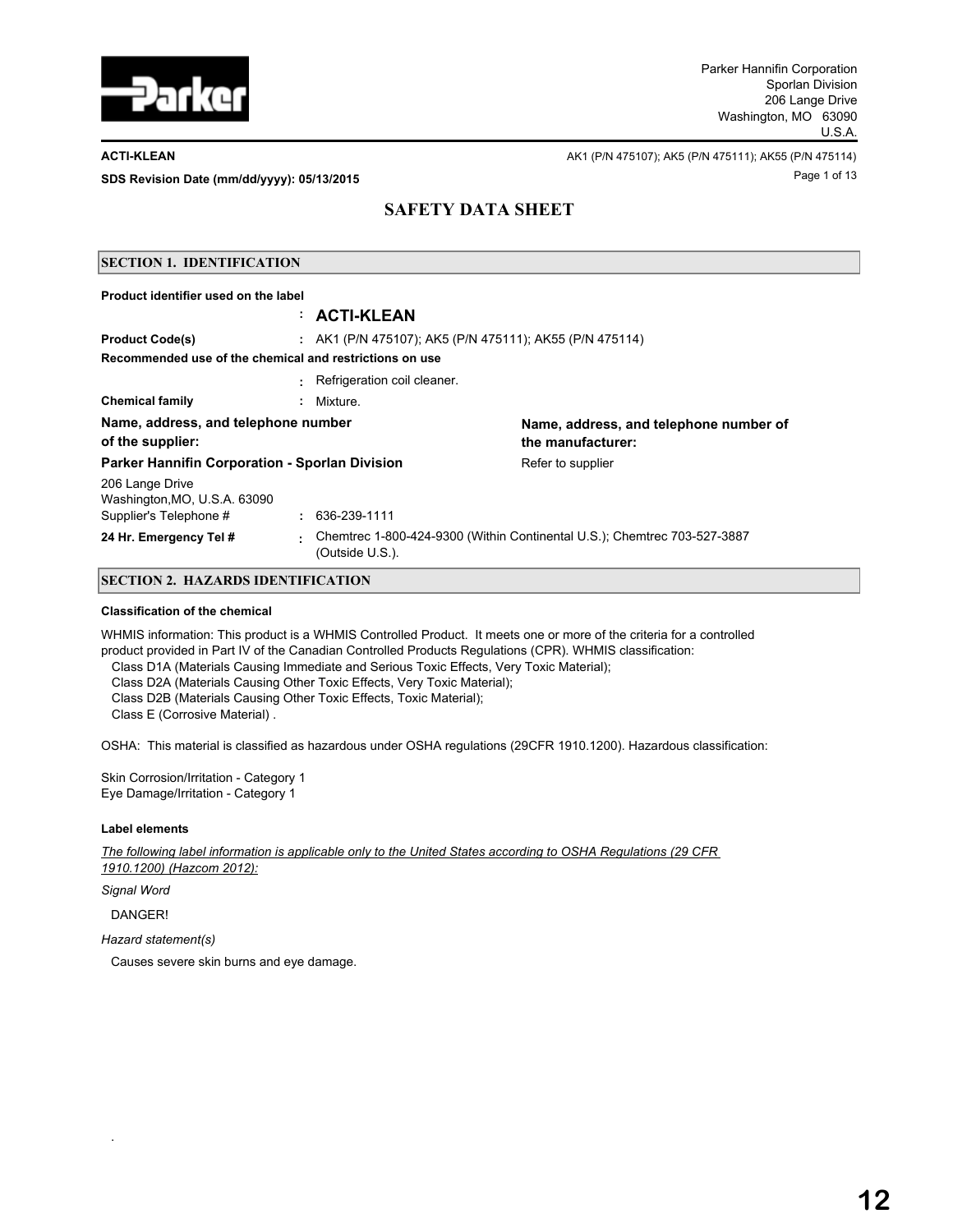Parker Hannifin Corporation
Sporlan Division
206 Lange Drive
Washington, MO 63090
U.S.A.

**ACTI-KLEAN** AK1 (P/N 475107); AK5 (P/N 475111); AK55 (P/N 475114)

**SDS Revision Date (mm/dd/yyyy): 05/13/2015**

# SAFETY DATA SHEET

## SECTION 1. IDENTIFICATION

**Product identifier used on the label**
: **ACTI-KLEAN**

**Product Code(s)** : AK1 (P/N 475107); AK5 (P/N 475111); AK55 (P/N 475114)

**Recommended use of the chemical and restrictions on use**
: Refrigeration coil cleaner.

**Chemical family** : Mixture.

**Name, address, and telephone number of the supplier:**

**Parker Hannifin Corporation - Sporlan Division**
206 Lange Drive
Washington,MO, U.S.A. 63090
Supplier's Telephone # : 636-239-1111

**Name, address, and telephone number of the manufacturer:**
Refer to supplier

**24 Hr. Emergency Tel #** : Chemtrec 1-800-424-9300 (Within Continental U.S.); Chemtrec 703-527-3887 (Outside U.S.).

## SECTION 2. HAZARDS IDENTIFICATION

**Classification of the chemical**

WHMIS information: This product is a WHMIS Controlled Product. It meets one or more of the criteria for a controlled product provided in Part IV of the Canadian Controlled Products Regulations (CPR). WHMIS classification:
Class D1A (Materials Causing Immediate and Serious Toxic Effects, Very Toxic Material);
Class D2A (Materials Causing Other Toxic Effects, Very Toxic Material);
Class D2B (Materials Causing Other Toxic Effects, Toxic Material);
Class E (Corrosive Material) .

OSHA: This material is classified as hazardous under OSHA regulations (29CFR 1910.1200). Hazardous classification:

Skin Corrosion/Irritation - Category 1
Eye Damage/Irritation - Category 1

**Label elements**

*The following label information is applicable only to the United States according to OSHA Regulations (29 CFR 1910.1200) (Hazcom 2012):*

*Signal Word*

DANGER!

*Hazard statement(s)*

Causes severe skin burns and eye damage.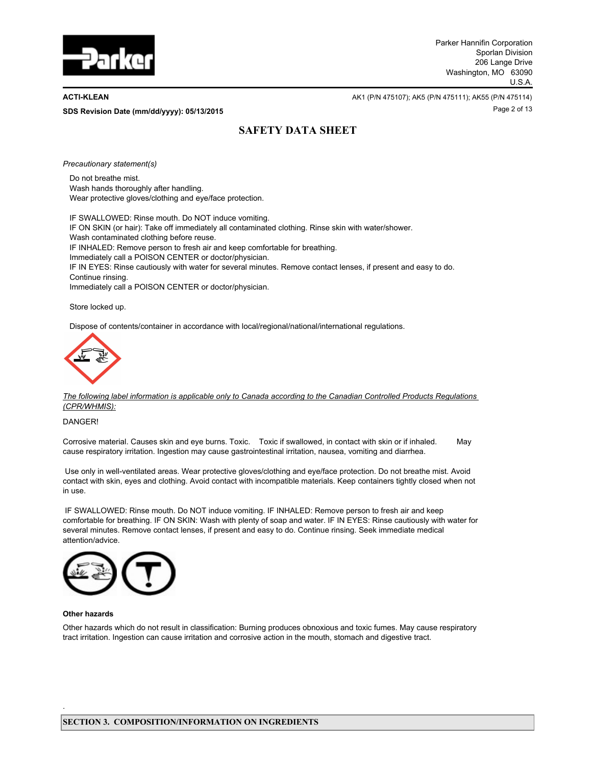*Precautionary statement(s)*

Do not breathe mist.
Wash hands thoroughly after handling.
Wear protective gloves/clothing and eye/face protection.

IF SWALLOWED: Rinse mouth. Do NOT induce vomiting.
IF ON SKIN (or hair): Take off immediately all contaminated clothing. Rinse skin with water/shower.
Wash contaminated clothing before reuse.
IF INHALED: Remove person to fresh air and keep comfortable for breathing.
Immediately call a POISON CENTER or doctor/physician.
IF IN EYES: Rinse cautiously with water for several minutes. Remove contact lenses, if present and easy to do.
Continue rinsing.
Immediately call a POISON CENTER or doctor/physician.

Store locked up.

Dispose of contents/container in accordance with local/regional/national/international regulations.

*The following label information is applicable only to Canada according to the Canadian Controlled Products Regulations (CPR/WHMIS):*

DANGER!

Corrosive material. Causes skin and eye burns. Toxic. Toxic if swallowed, in contact with skin or if inhaled. May cause respiratory irritation. Ingestion may cause gastrointestinal irritation, nausea, vomiting and diarrhea.

Use only in well-ventilated areas. Wear protective gloves/clothing and eye/face protection. Do not breathe mist. Avoid contact with skin, eyes and clothing. Avoid contact with incompatible materials. Keep containers tightly closed when not in use.

IF SWALLOWED: Rinse mouth. Do NOT induce vomiting. IF INHALED: Remove person to fresh air and keep comfortable for breathing. IF ON SKIN: Wash with plenty of soap and water. IF IN EYES: Rinse cautiously with water for several minutes. Remove contact lenses, if present and easy to do. Continue rinsing. Seek immediate medical attention/advice.

**Other hazards**

Other hazards which do not result in classification: Burning produces obnoxious and toxic fumes. May cause respiratory tract irritation. Ingestion can cause irritation and corrosive action in the mouth, stomach and digestive tract.

## SECTION 3. COMPOSITION/INFORMATION ON INGREDIENTS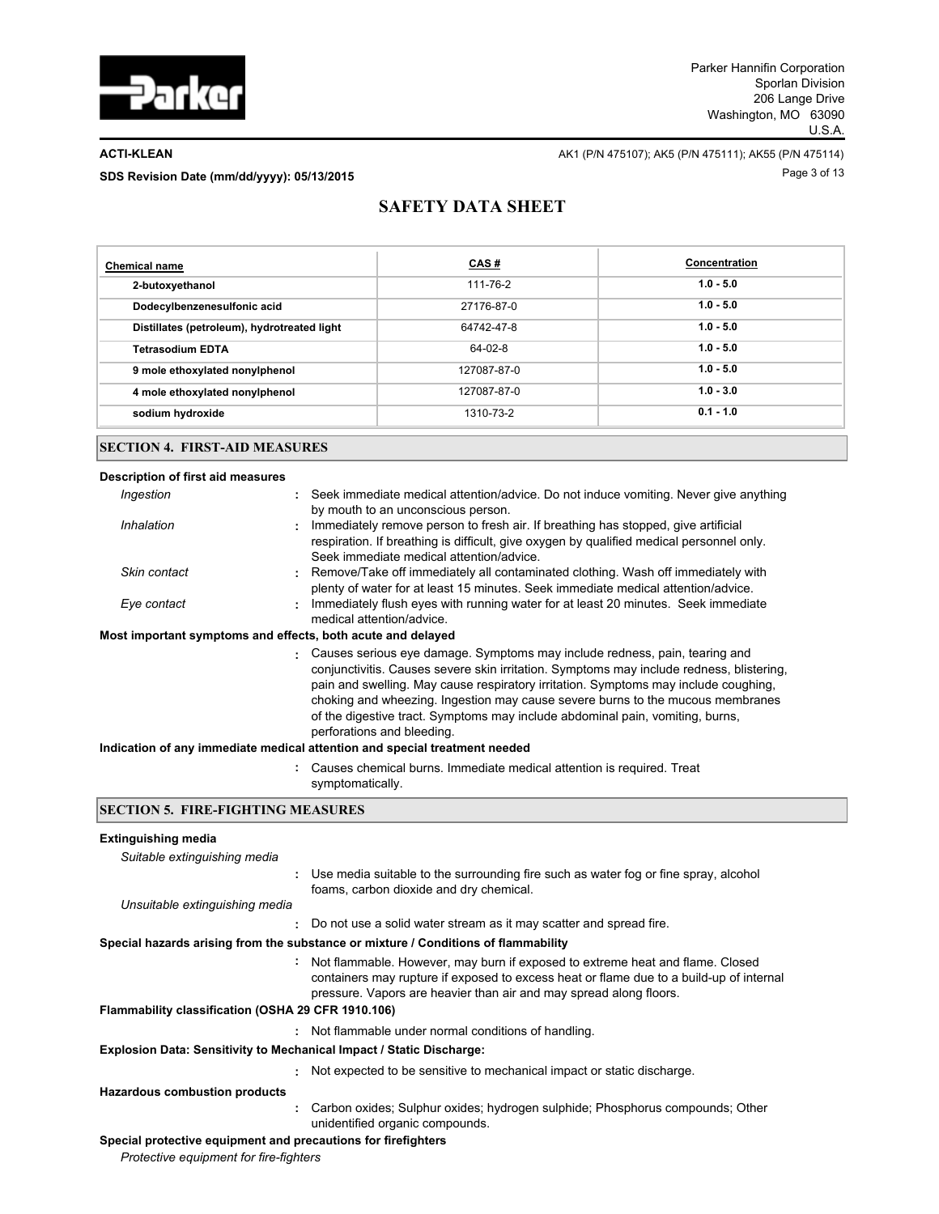| Chemical name | CAS # | Concentration |
|---|---|---|
| 2-butoxyethanol | 111-76-2 | 1.0 - 5.0 |
| Dodecylbenzenesulfonic acid | 27176-87-0 | 1.0 - 5.0 |
| Distillates (petroleum), hydrotreated light | 64742-47-8 | 1.0 - 5.0 |
| Tetrasodium EDTA | 64-02-8 | 1.0 - 5.0 |
| 9 mole ethoxylated nonylphenol | 127087-87-0 | 1.0 - 5.0 |
| 4 mole ethoxylated nonylphenol | 127087-87-0 | 1.0 - 3.0 |
| sodium hydroxide | 1310-73-2 | 0.1 - 1.0 |

## SECTION 4. FIRST-AID MEASURES

**Description of first aid measures**

*Ingestion* : Seek immediate medical attention/advice. Do not induce vomiting. Never give anything by mouth to an unconscious person.

*Inhalation* : Immediately remove person to fresh air. If breathing has stopped, give artificial respiration. If breathing is difficult, give oxygen by qualified medical personnel only. Seek immediate medical attention/advice.

*Skin contact* : Remove/Take off immediately all contaminated clothing. Wash off immediately with plenty of water for at least 15 minutes. Seek immediate medical attention/advice.

*Eye contact* : Immediately flush eyes with running water for at least 20 minutes. Seek immediate medical attention/advice.

**Most important symptoms and effects, both acute and delayed**

: Causes serious eye damage. Symptoms may include redness, pain, tearing and conjunctivitis. Causes severe skin irritation. Symptoms may include redness, blistering, pain and swelling. May cause respiratory irritation. Symptoms may include coughing, choking and wheezing. Ingestion may cause severe burns to the mucous membranes of the digestive tract. Symptoms may include abdominal pain, vomiting, burns, perforations and bleeding.

**Indication of any immediate medical attention and special treatment needed**

: Causes chemical burns. Immediate medical attention is required. Treat symptomatically.

## SECTION 5. FIRE-FIGHTING MEASURES

**Extinguishing media**

*Suitable extinguishing media*

: Use media suitable to the surrounding fire such as water fog or fine spray, alcohol foams, carbon dioxide and dry chemical.

*Unsuitable extinguishing media*

: Do not use a solid water stream as it may scatter and spread fire.

**Special hazards arising from the substance or mixture / Conditions of flammability**

: Not flammable. However, may burn if exposed to extreme heat and flame. Closed containers may rupture if exposed to excess heat or flame due to a build-up of internal pressure. Vapors are heavier than air and may spread along floors.

**Flammability classification (OSHA 29 CFR 1910.106)**

: Not flammable under normal conditions of handling.

**Explosion Data: Sensitivity to Mechanical Impact / Static Discharge:**

: Not expected to be sensitive to mechanical impact or static discharge.

**Hazardous combustion products**

: Carbon oxides; Sulphur oxides; hydrogen sulphide; Phosphorus compounds; Other unidentified organic compounds.

**Special protective equipment and precautions for firefighters**

*Protective equipment for fire-fighters*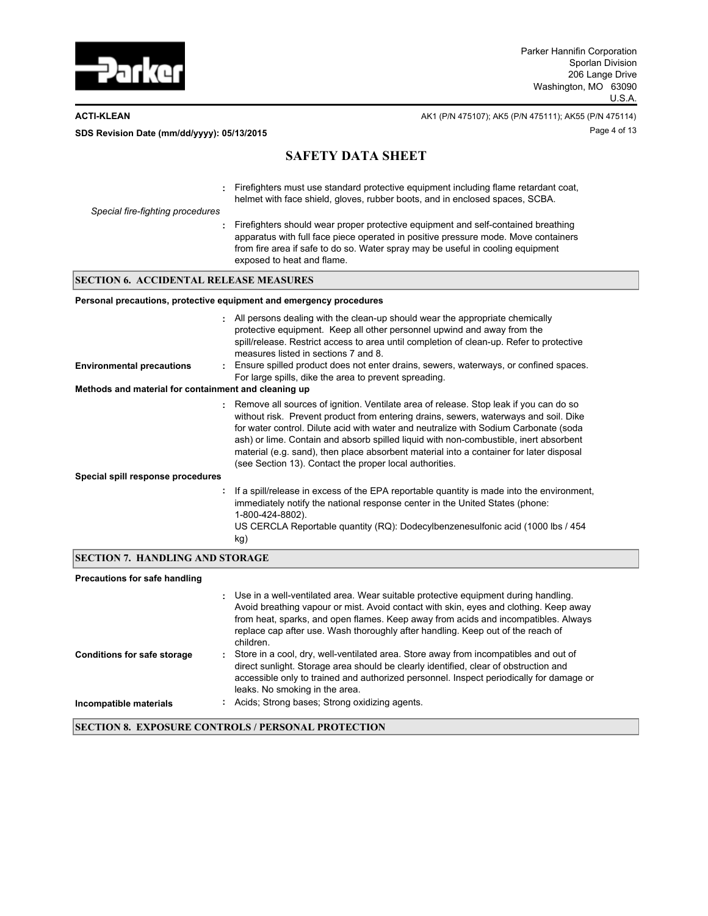: Firefighters must use standard protective equipment including flame retardant coat, helmet with face shield, gloves, rubber boots, and in enclosed spaces, SCBA.

*Special fire-fighting procedures*

: Firefighters should wear proper protective equipment and self-contained breathing apparatus with full face piece operated in positive pressure mode. Move containers from fire area if safe to do so. Water spray may be useful in cooling equipment exposed to heat and flame.

## SECTION 6. ACCIDENTAL RELEASE MEASURES

**Personal precautions, protective equipment and emergency procedures**

: All persons dealing with the clean-up should wear the appropriate chemically protective equipment. Keep all other personnel upwind and away from the spill/release. Restrict access to area until completion of clean-up. Refer to protective measures listed in sections 7 and 8.

**Environmental precautions** : Ensure spilled product does not enter drains, sewers, waterways, or confined spaces. For large spills, dike the area to prevent spreading.

**Methods and material for containment and cleaning up**

: Remove all sources of ignition. Ventilate area of release. Stop leak if you can do so without risk. Prevent product from entering drains, sewers, waterways and soil. Dike for water control. Dilute acid with water and neutralize with Sodium Carbonate (soda ash) or lime. Contain and absorb spilled liquid with non-combustible, inert absorbent material (e.g. sand), then place absorbent material into a container for later disposal (see Section 13). Contact the proper local authorities.

**Special spill response procedures**

: If a spill/release in excess of the EPA reportable quantity is made into the environment, immediately notify the national response center in the United States (phone: 1-800-424-8802).
US CERCLA Reportable quantity (RQ): Dodecylbenzenesulfonic acid (1000 lbs / 454 kg)

## SECTION 7. HANDLING AND STORAGE

**Precautions for safe handling**

: Use in a well-ventilated area. Wear suitable protective equipment during handling. Avoid breathing vapour or mist. Avoid contact with skin, eyes and clothing. Keep away from heat, sparks, and open flames. Keep away from acids and incompatibles. Always replace cap after use. Wash thoroughly after handling. Keep out of the reach of children.

**Conditions for safe storage** : Store in a cool, dry, well-ventilated area. Store away from incompatibles and out of direct sunlight. Storage area should be clearly identified, clear of obstruction and accessible only to trained and authorized personnel. Inspect periodically for damage or leaks. No smoking in the area.

**Incompatible materials** : Acids; Strong bases; Strong oxidizing agents.

## SECTION 8. EXPOSURE CONTROLS / PERSONAL PROTECTION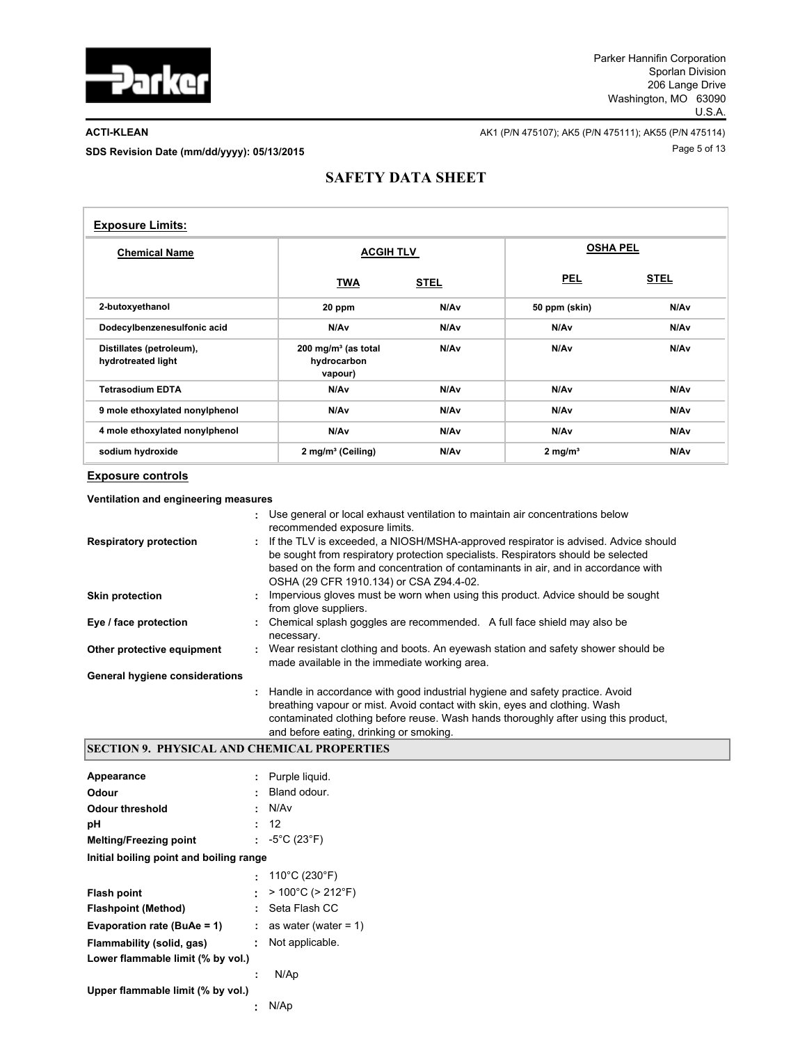**Exposure Limits:**

| Chemical Name | ACGIH TLV | | OSHA PEL | |
|---|---|---|---|---|
| | TWA | STEL | PEL | STEL |
| 2-butoxyethanol | 20 ppm | N/Av | 50 ppm (skin) | N/Av |
| Dodecylbenzenesulfonic acid | N/Av | N/Av | N/Av | N/Av |
| Distillates (petroleum), hydrotreated light | 200 mg/m³ (as total hydrocarbon vapour) | N/Av | N/Av | N/Av |
| Tetrasodium EDTA | N/Av | N/Av | N/Av | N/Av |
| 9 mole ethoxylated nonylphenol | N/Av | N/Av | N/Av | N/Av |
| 4 mole ethoxylated nonylphenol | N/Av | N/Av | N/Av | N/Av |
| sodium hydroxide | 2 mg/m³ (Ceiling) | N/Av | 2 mg/m³ | N/Av |

**Exposure controls**

**Ventilation and engineering measures**

: Use general or local exhaust ventilation to maintain air concentrations below recommended exposure limits.

**Respiratory protection** : If the TLV is exceeded, a NIOSH/MSHA-approved respirator is advised. Advice should be sought from respiratory protection specialists. Respirators should be selected based on the form and concentration of contaminants in air, and in accordance with OSHA (29 CFR 1910.134) or CSA Z94.4-02.

**Skin protection** : Impervious gloves must be worn when using this product. Advice should be sought from glove suppliers.

**Eye / face protection** : Chemical splash goggles are recommended. A full face shield may also be necessary.

**Other protective equipment** : Wear resistant clothing and boots. An eyewash station and safety shower should be made available in the immediate working area.

**General hygiene considerations**

: Handle in accordance with good industrial hygiene and safety practice. Avoid breathing vapour or mist. Avoid contact with skin, eyes and clothing. Wash contaminated clothing before reuse. Wash hands thoroughly after using this product, and before eating, drinking or smoking.

## SECTION 9. PHYSICAL AND CHEMICAL PROPERTIES

**Appearance** : Purple liquid.

**Odour** : Bland odour.

**Odour threshold** : N/Av

**pH** : 12

**Melting/Freezing point** : -5°C (23°F)

**Initial boiling point and boiling range**

: 110°C (230°F)

**Flash point** : > 100°C (> 212°F)

**Flashpoint (Method)** : Seta Flash CC

**Evaporation rate (BuAe = 1)** : as water (water = 1)

**Flammability (solid, gas)** : Not applicable.

**Lower flammable limit (% by vol.)**

: N/Ap

**Upper flammable limit (% by vol.)**

: N/Ap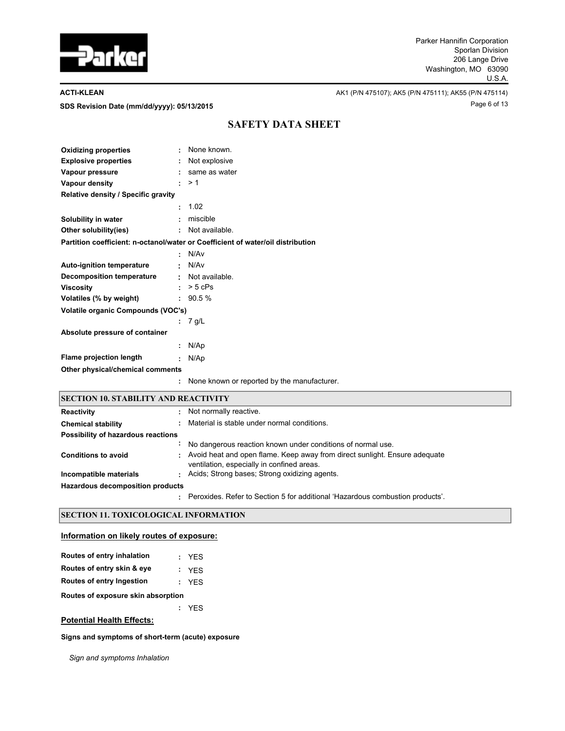| | |
|---|---|
| **Oxidizing properties** | None known. |
| **Explosive properties** | Not explosive |
| **Vapour pressure** | same as water |
| **Vapour density** | > 1 |
| **Relative density / Specific gravity** | 1.02 |
| **Solubility in water** | miscible |
| **Other solubility(ies)** | Not available. |
| **Partition coefficient: n-octanol/water or Coefficient of water/oil distribution** | N/Av |
| **Auto-ignition temperature** | N/Av |
| **Decomposition temperature** | Not available. |
| **Viscosity** | > 5 cPs |
| **Volatiles (% by weight)** | 90.5 % |
| **Volatile organic Compounds (VOC's)** | 7 g/L |
| **Absolute pressure of container** | N/Ap |
| **Flame projection length** | N/Ap |
| **Other physical/chemical comments** | None known or reported by the manufacturer. |

## SECTION 10. STABILITY AND REACTIVITY

| | |
|---|---|
| **Reactivity** | Not normally reactive. |
| **Chemical stability** | Material is stable under normal conditions. |
| **Possibility of hazardous reactions** | No dangerous reaction known under conditions of normal use. |
| **Conditions to avoid** | Avoid heat and open flame. Keep away from direct sunlight. Ensure adequate ventilation, especially in confined areas. |
| **Incompatible materials** | Acids; Strong bases; Strong oxidizing agents. |
| **Hazardous decomposition products** | Peroxides. Refer to Section 5 for additional 'Hazardous combustion products'. |

## SECTION 11. TOXICOLOGICAL INFORMATION

### Information on likely routes of exposure:

| | |
|---|---|
| **Routes of entry inhalation** | YES |
| **Routes of entry skin & eye** | YES |
| **Routes of entry Ingestion** | YES |
| **Routes of exposure skin absorption** | YES |

### Potential Health Effects:

**Signs and symptoms of short-term (acute) exposure**

*Sign and symptoms Inhalation*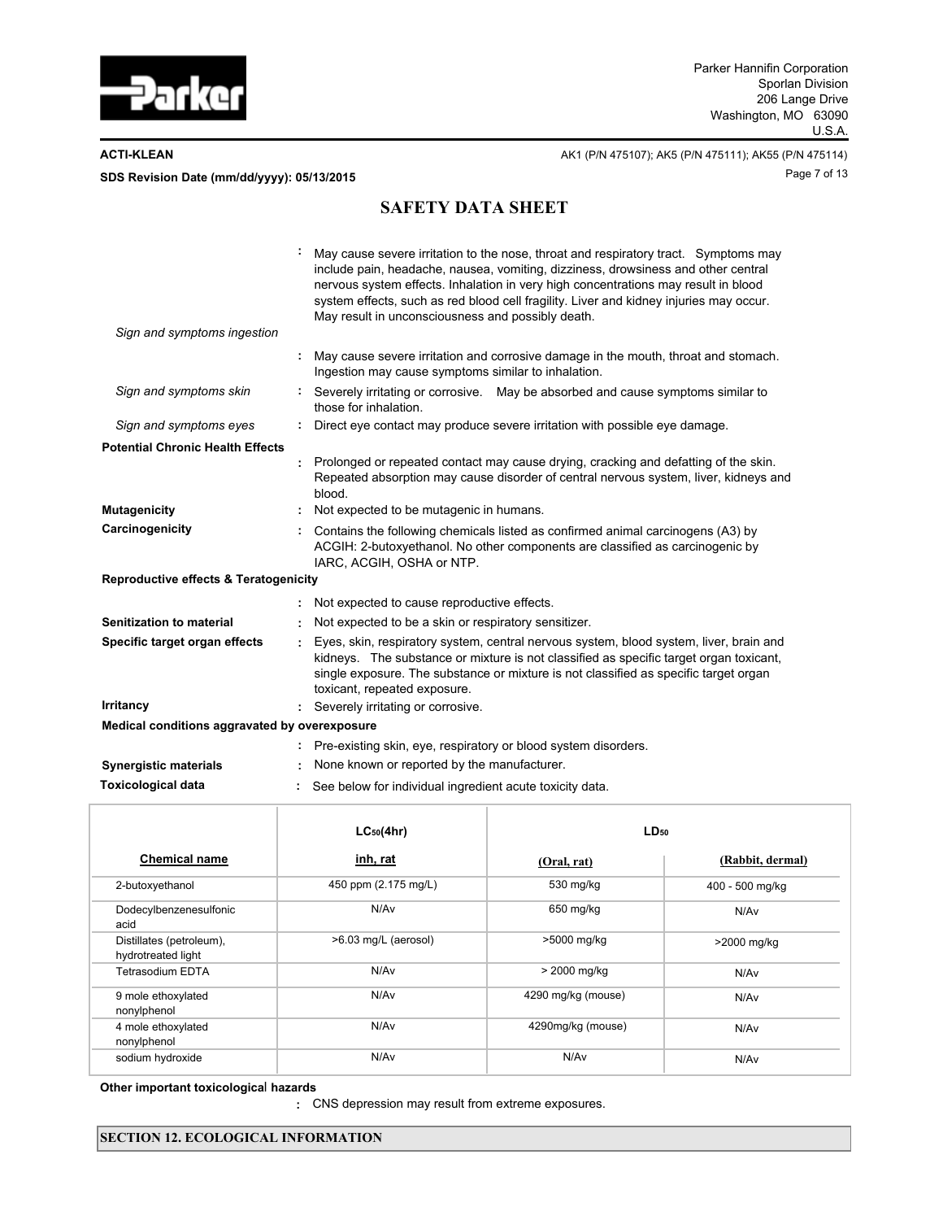: May cause severe irritation to the nose, throat and respiratory tract. Symptoms may include pain, headache, nausea, vomiting, dizziness, drowsiness and other central nervous system effects. Inhalation in very high concentrations may result in blood system effects, such as red blood cell fragility. Liver and kidney injuries may occur. May result in unconsciousness and possibly death.

*Sign and symptoms ingestion*

: May cause severe irritation and corrosive damage in the mouth, throat and stomach. Ingestion may cause symptoms similar to inhalation.

*Sign and symptoms skin* : Severely irritating or corrosive. May be absorbed and cause symptoms similar to those for inhalation.

*Sign and symptoms eyes* : Direct eye contact may produce severe irritation with possible eye damage.

**Potential Chronic Health Effects**

: Prolonged or repeated contact may cause drying, cracking and defatting of the skin. Repeated absorption may cause disorder of central nervous system, liver, kidneys and blood.

**Mutagenicity** : Not expected to be mutagenic in humans.

**Carcinogenicity** : Contains the following chemicals listed as confirmed animal carcinogens (A3) by ACGIH: 2-butoxyethanol. No other components are classified as carcinogenic by IARC, ACGIH, OSHA or NTP.

**Reproductive effects & Teratogenicity**

: Not expected to cause reproductive effects.

**Senitization to material** : Not expected to be a skin or respiratory sensitizer.

**Specific target organ effects** : Eyes, skin, respiratory system, central nervous system, blood system, liver, brain and kidneys. The substance or mixture is not classified as specific target organ toxicant, single exposure. The substance or mixture is not classified as specific target organ toxicant, repeated exposure.

**Irritancy** : Severely irritating or corrosive.

**Medical conditions aggravated by overexposure**

: Pre-existing skin, eye, respiratory or blood system disorders.

**Synergistic materials** : None known or reported by the manufacturer.

**Toxicological data** : See below for individual ingredient acute toxicity data.

| | $LC_{50}$(4hr) | $LD_{50}$ | |
|---|---|---|---|
| **Chemical name** | **inh, rat** | **(Oral, rat)** | **(Rabbit, dermal)** |
| 2-butoxyethanol | 450 ppm (2.175 mg/L) | 530 mg/kg | 400 - 500 mg/kg |
| Dodecylbenzenesulfonic acid | N/Av | 650 mg/kg | N/Av |
| Distillates (petroleum), hydrotreated light | >6.03 mg/L (aerosol) | >5000 mg/kg | >2000 mg/kg |
| Tetrasodium EDTA | N/Av | > 2000 mg/kg | N/Av |
| 9 mole ethoxylated nonylphenol | N/Av | 4290 mg/kg (mouse) | N/Av |
| 4 mole ethoxylated nonylphenol | N/Av | 4290mg/kg (mouse) | N/Av |
| sodium hydroxide | N/Av | N/Av | N/Av |

**Other important toxicological hazards**

: CNS depression may result from extreme exposures.

## SECTION 12. ECOLOGICAL INFORMATION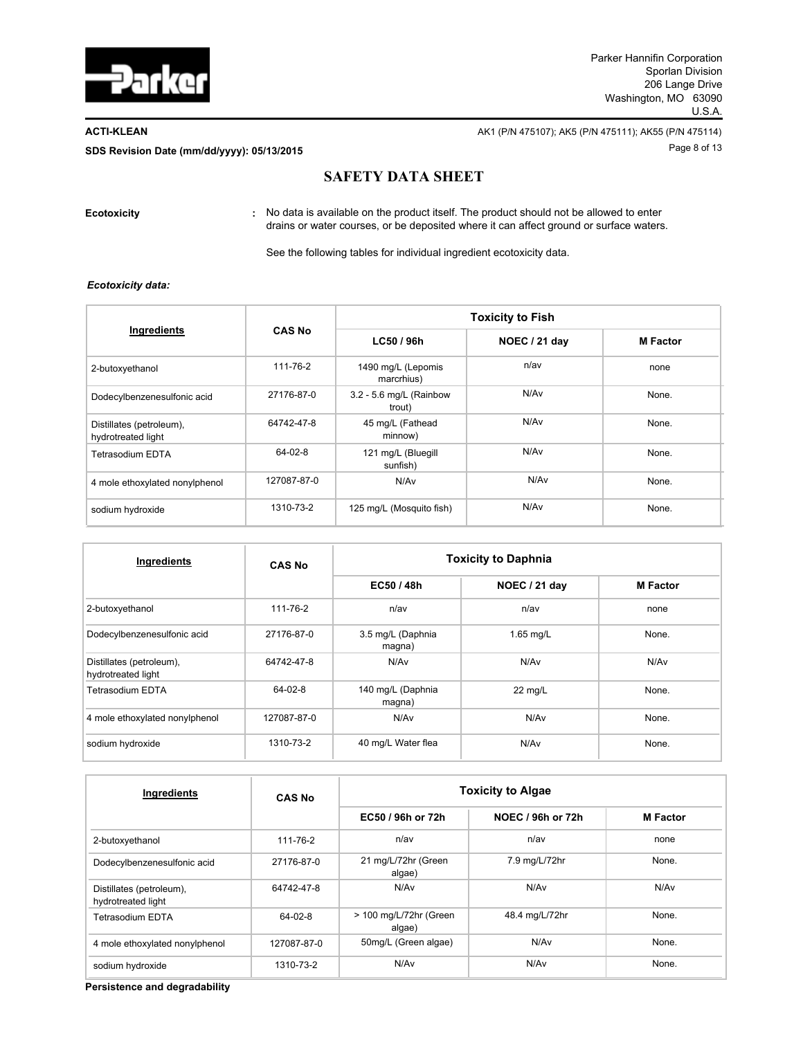**Ecotoxicity** : No data is available on the product itself. The product should not be allowed to enter drains or water courses, or be deposited where it can affect ground or surface waters.

See the following tables for individual ingredient ecotoxicity data.

***Ecotoxicity data:***

| Ingredients | CAS No | Toxicity to Fish | | |
|---|---|---|---|---|
| | | LC50 / 96h | NOEC / 21 day | M Factor |
| 2-butoxyethanol | 111-76-2 | 1490 mg/L (Lepomis marcrhius) | n/av | none |
| Dodecylbenzenesulfonic acid | 27176-87-0 | 3.2 - 5.6 mg/L (Rainbow trout) | N/Av | None. |
| Distillates (petroleum), hydrotreated light | 64742-47-8 | 45 mg/L (Fathead minnow) | N/Av | None. |
| Tetrasodium EDTA | 64-02-8 | 121 mg/L (Bluegill sunfish) | N/Av | None. |
| 4 mole ethoxylated nonylphenol | 127087-87-0 | N/Av | N/Av | None. |
| sodium hydroxide | 1310-73-2 | 125 mg/L (Mosquito fish) | N/Av | None. |

| Ingredients | CAS No | Toxicity to Daphnia | | |
|---|---|---|---|---|
| | | EC50 / 48h | NOEC / 21 day | M Factor |
| 2-butoxyethanol | 111-76-2 | n/av | n/av | none |
| Dodecylbenzenesulfonic acid | 27176-87-0 | 3.5 mg/L (Daphnia magna) | 1.65 mg/L | None. |
| Distillates (petroleum), hydrotreated light | 64742-47-8 | N/Av | N/Av | N/Av |
| Tetrasodium EDTA | 64-02-8 | 140 mg/L (Daphnia magna) | 22 mg/L | None. |
| 4 mole ethoxylated nonylphenol | 127087-87-0 | N/Av | N/Av | None. |
| sodium hydroxide | 1310-73-2 | 40 mg/L Water flea | N/Av | None. |

| Ingredients | CAS No | Toxicity to Algae | | |
|---|---|---|---|---|
| | | EC50 / 96h or 72h | NOEC / 96h or 72h | M Factor |
| 2-butoxyethanol | 111-76-2 | n/av | n/av | none |
| Dodecylbenzenesulfonic acid | 27176-87-0 | 21 mg/L/72hr (Green algae) | 7.9 mg/L/72hr | None. |
| Distillates (petroleum), hydrotreated light | 64742-47-8 | N/Av | N/Av | N/Av |
| Tetrasodium EDTA | 64-02-8 | > 100 mg/L/72hr (Green algae) | 48.4 mg/L/72hr | None. |
| 4 mole ethoxylated nonylphenol | 127087-87-0 | 50mg/L (Green algae) | N/Av | None. |
| sodium hydroxide | 1310-73-2 | N/Av | N/Av | None. |

**Persistence and degradability**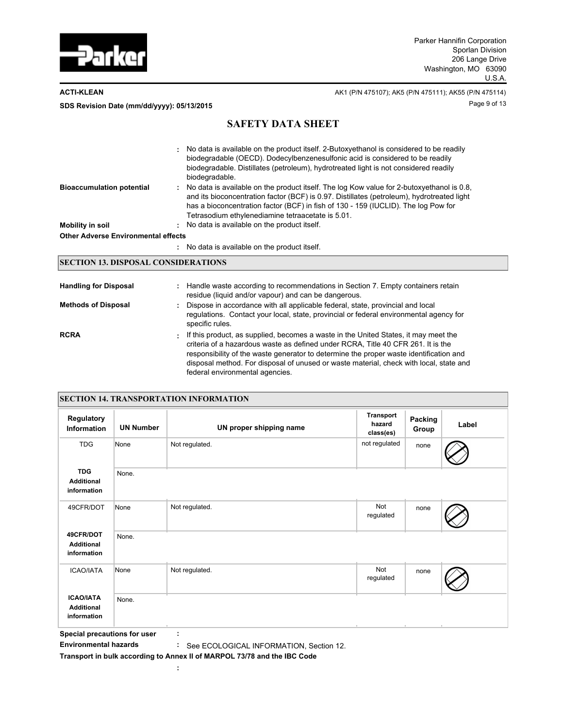| | |
|---|---|
| | : No data is available on the product itself. 2-Butoxyethanol is considered to be readily biodegradable (OECD). Dodecylbenzenesulfonic acid is considered to be readily biodegradable. Distillates (petroleum), hydrotreated light is not considered readily biodegradable. |
| **Bioaccumulation potential** | : No data is available on the product itself. The log Kow value for 2-butoxyethanol is 0.8, and its bioconcentration factor (BCF) is 0.97. Distillates (petroleum), hydrotreated light has a bioconcentration factor (BCF) in fish of 130 - 159 (IUCLID). The log Pow for Tetrasodium ethylenediamine tetraacetate is 5.01. |
| **Mobility in soil** | : No data is available on the product itself. |

**Other Adverse Environmental effects**

: No data is available on the product itself.

## SECTION 13. DISPOSAL CONSIDERATIONS

| | |
|---|---|
| **Handling for Disposal** | : Handle waste according to recommendations in Section 7. Empty containers retain residue (liquid and/or vapour) and can be dangerous. |
| **Methods of Disposal** | : Dispose in accordance with all applicable federal, state, provincial and local regulations. Contact your local, state, provincial or federal environmental agency for specific rules. |
| **RCRA** | : If this product, as supplied, becomes a waste in the United States, it may meet the criteria of a hazardous waste as defined under RCRA, Title 40 CFR 261. It is the responsibility of the waste generator to determine the proper waste identification and disposal method. For disposal of unused or waste material, check with local, state and federal environmental agencies. |

## SECTION 14. TRANSPORTATION INFORMATION

| Regulatory Information | UN Number | UN proper shipping name | Transport hazard class(es) | Packing Group | Label |
|---|---|---|---|---|---|
| TDG | None | Not regulated. | not regulated | none | |
| **TDG Additional information** | None. | | | | |
| 49CFR/DOT | None | Not regulated. | Not regulated | none | |
| **49CFR/DOT Additional information** | None. | | | | |
| ICAO/IATA | None | Not regulated. | Not regulated | none | |
| **ICAO/IATA Additional information** | None. | | | | |

**Special precautions for user** :

**Environmental hazards** : See ECOLOGICAL INFORMATION, Section 12.

**Transport in bulk according to Annex II of MARPOL 73/78 and the IBC Code**

: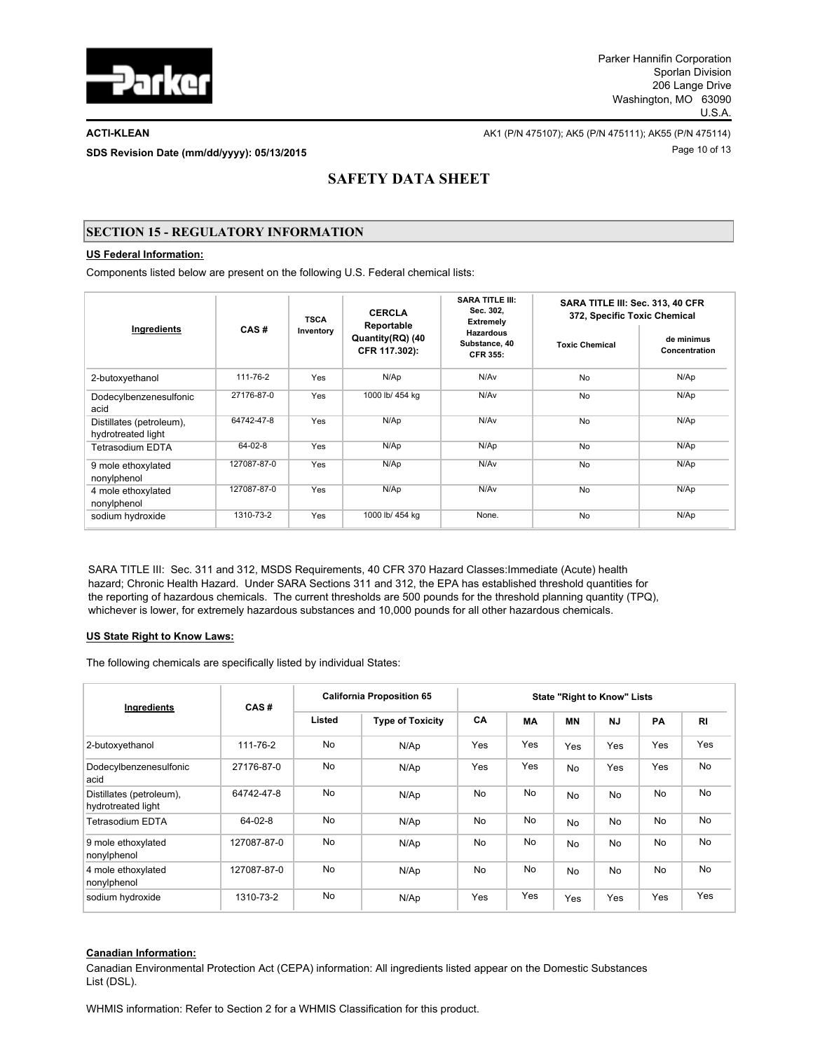# SAFETY DATA SHEET

## SECTION 15 - REGULATORY INFORMATION

**US Federal Information:**

Components listed below are present on the following U.S. Federal chemical lists:

| Ingredients | CAS # | TSCA Inventory | CERCLA Reportable Quantity(RQ) (40 CFR 117.302): | SARA TITLE III: Sec. 302, Extremely Hazardous Substance, 40 CFR 355: | SARA TITLE III: Sec. 313, 40 CFR 372, Specific Toxic Chemical | |
|---|---|---|---|---|---|---|
| | | | | | Toxic Chemical | de minimus Concentration |
| 2-butoxyethanol | 111-76-2 | Yes | N/Ap | N/Av | No | N/Ap |
| Dodecylbenzenesulfonic acid | 27176-87-0 | Yes | 1000 lb/ 454 kg | N/Av | No | N/Ap |
| Distillates (petroleum), hydrotreated light | 64742-47-8 | Yes | N/Ap | N/Av | No | N/Ap |
| Tetrasodium EDTA | 64-02-8 | Yes | N/Ap | N/Ap | No | N/Ap |
| 9 mole ethoxylated nonylphenol | 127087-87-0 | Yes | N/Ap | N/Av | No | N/Ap |
| 4 mole ethoxylated nonylphenol | 127087-87-0 | Yes | N/Ap | N/Av | No | N/Ap |
| sodium hydroxide | 1310-73-2 | Yes | 1000 lb/ 454 kg | None. | No | N/Ap |

SARA TITLE III: Sec. 311 and 312, MSDS Requirements, 40 CFR 370 Hazard Classes:Immediate (Acute) health hazard; Chronic Health Hazard. Under SARA Sections 311 and 312, the EPA has established threshold quantities for the reporting of hazardous chemicals. The current thresholds are 500 pounds for the threshold planning quantity (TPQ), whichever is lower, for extremely hazardous substances and 10,000 pounds for all other hazardous chemicals.

**US State Right to Know Laws:**

The following chemicals are specifically listed by individual States:

| Ingredients | CAS # | California Proposition 65 | | State "Right to Know" Lists | | | | | |
|---|---|---|---|---|---|---|---|---|---|
| | | Listed | Type of Toxicity | CA | MA | MN | NJ | PA | RI |
| 2-butoxyethanol | 111-76-2 | No | N/Ap | Yes | Yes | Yes | Yes | Yes | Yes |
| Dodecylbenzenesulfonic acid | 27176-87-0 | No | N/Ap | Yes | Yes | No | Yes | Yes | No |
| Distillates (petroleum), hydrotreated light | 64742-47-8 | No | N/Ap | No | No | No | No | No | No |
| Tetrasodium EDTA | 64-02-8 | No | N/Ap | No | No | No | No | No | No |
| 9 mole ethoxylated nonylphenol | 127087-87-0 | No | N/Ap | No | No | No | No | No | No |
| 4 mole ethoxylated nonylphenol | 127087-87-0 | No | N/Ap | No | No | No | No | No | No |
| sodium hydroxide | 1310-73-2 | No | N/Ap | Yes | Yes | Yes | Yes | Yes | Yes |

**Canadian Information:**

Canadian Environmental Protection Act (CEPA) information: All ingredients listed appear on the Domestic Substances List (DSL).

WHMIS information: Refer to Section 2 for a WHMIS Classification for this product.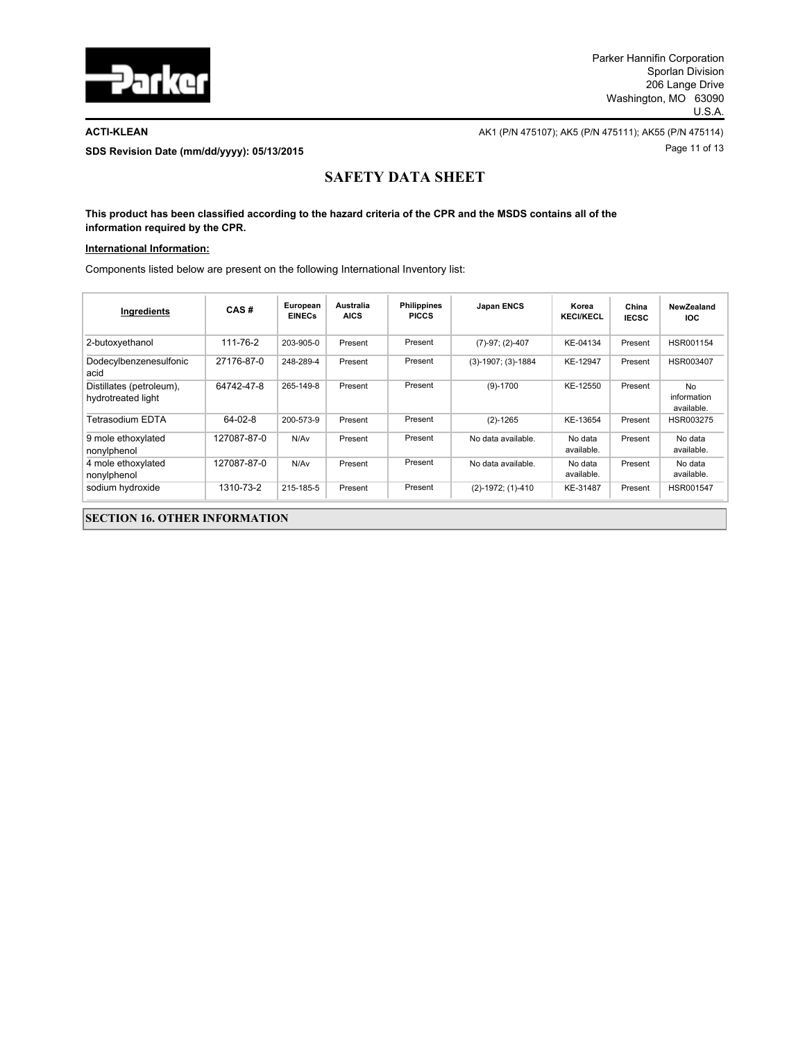**This product has been classified according to the hazard criteria of the CPR and the MSDS contains all of the information required by the CPR.**

**International Information:**

Components listed below are present on the following International Inventory list:

| Ingredients | CAS # | European EINECs | Australia AICS | Philippines PICCS | Japan ENCS | Korea KECI/KECL | China IECSC | NewZealand IOC |
|---|---|---|---|---|---|---|---|---|
| 2-butoxyethanol | 111-76-2 | 203-905-0 | Present | Present | (7)-97; (2)-407 | KE-04134 | Present | HSR001154 |
| Dodecylbenzenesulfonic acid | 27176-87-0 | 248-289-4 | Present | Present | (3)-1907; (3)-1884 | KE-12947 | Present | HSR003407 |
| Distillates (petroleum), hydrotreated light | 64742-47-8 | 265-149-8 | Present | Present | (9)-1700 | KE-12550 | Present | No information available. |
| Tetrasodium EDTA | 64-02-8 | 200-573-9 | Present | Present | (2)-1265 | KE-13654 | Present | HSR003275 |
| 9 mole ethoxylated nonylphenol | 127087-87-0 | N/Av | Present | Present | No data available. | No data available. | Present | No data available. |
| 4 mole ethoxylated nonylphenol | 127087-87-0 | N/Av | Present | Present | No data available. | No data available. | Present | No data available. |
| sodium hydroxide | 1310-73-2 | 215-185-5 | Present | Present | (2)-1972; (1)-410 | KE-31487 | Present | HSR001547 |

## SECTION 16. OTHER INFORMATION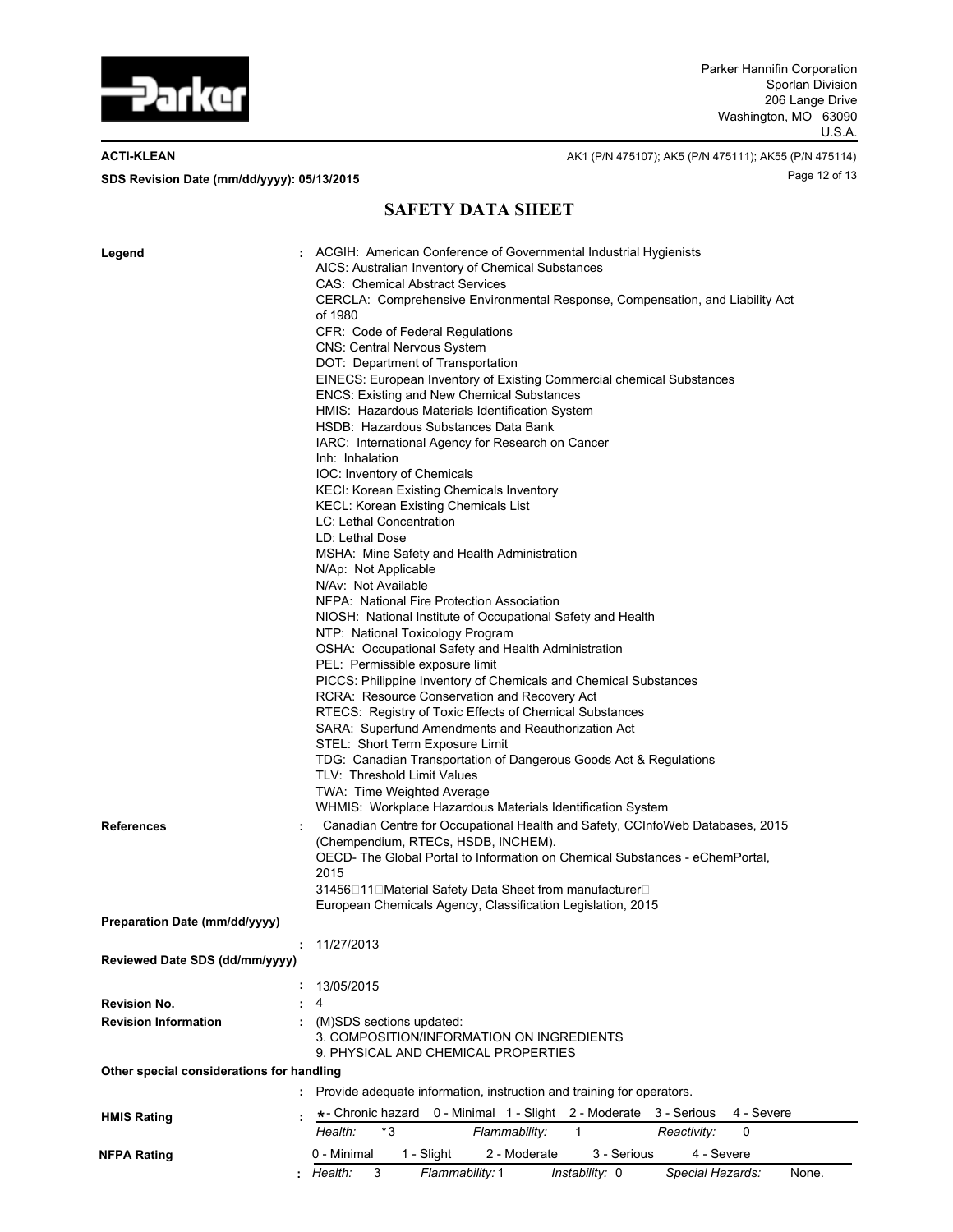**SAFETY DATA SHEET**

**Legend** : ACGIH: American Conference of Governmental Industrial Hygienists
AICS: Australian Inventory of Chemical Substances
CAS: Chemical Abstract Services
CERCLA: Comprehensive Environmental Response, Compensation, and Liability Act of 1980
CFR: Code of Federal Regulations
CNS: Central Nervous System
DOT: Department of Transportation
EINECS: European Inventory of Existing Commercial chemical Substances
ENCS: Existing and New Chemical Substances
HMIS: Hazardous Materials Identification System
HSDB: Hazardous Substances Data Bank
IARC: International Agency for Research on Cancer
Inh: Inhalation
IOC: Inventory of Chemicals
KECI: Korean Existing Chemicals Inventory
KECL: Korean Existing Chemicals List
LC: Lethal Concentration
LD: Lethal Dose
MSHA: Mine Safety and Health Administration
N/Ap: Not Applicable
N/Av: Not Available
NFPA: National Fire Protection Association
NIOSH: National Institute of Occupational Safety and Health
NTP: National Toxicology Program
OSHA: Occupational Safety and Health Administration
PEL: Permissible exposure limit
PICCS: Philippine Inventory of Chemicals and Chemical Substances
RCRA: Resource Conservation and Recovery Act
RTECS: Registry of Toxic Effects of Chemical Substances
SARA: Superfund Amendments and Reauthorization Act
STEL: Short Term Exposure Limit
TDG: Canadian Transportation of Dangerous Goods Act & Regulations
TLV: Threshold Limit Values
TWA: Time Weighted Average
WHMIS: Workplace Hazardous Materials Identification System

**References** : Canadian Centre for Occupational Health and Safety, CCInfoWeb Databases, 2015 (Chempendium, RTECs, HSDB, INCHEM).
OECD- The Global Portal to Information on Chemical Substances - eChemPortal, 2015
31456 11 Material Safety Data Sheet from manufacturer
European Chemicals Agency, Classification Legislation, 2015

**Preparation Date (mm/dd/yyyy)** : 11/27/2013

**Reviewed Date SDS (dd/mm/yyyy)** : 13/05/2015

**Revision No.** : 4

**Revision Information** : (M)SDS sections updated:
3. COMPOSITION/INFORMATION ON INGREDIENTS
9. PHYSICAL AND CHEMICAL PROPERTIES

**Other special considerations for handling**

: Provide adequate information, instruction and training for operators.

**HMIS Rating** :

| ★- Chronic hazard | 0 - Minimal | 1 - Slight | 2 - Moderate | 3 - Serious | 4 - Severe |
|---|---|---|---|---|---|
| *Health:* *3 | | *Flammability:* 1 | | *Reactivity:* 0 | |

**NFPA Rating** :

| 0 - Minimal | 1 - Slight | 2 - Moderate | 3 - Serious | 4 - Severe |
|---|---|---|---|---|
| *Health:* 3 | *Flammability:* 1 | *Instability:* 0 | *Special Hazards:* None. | |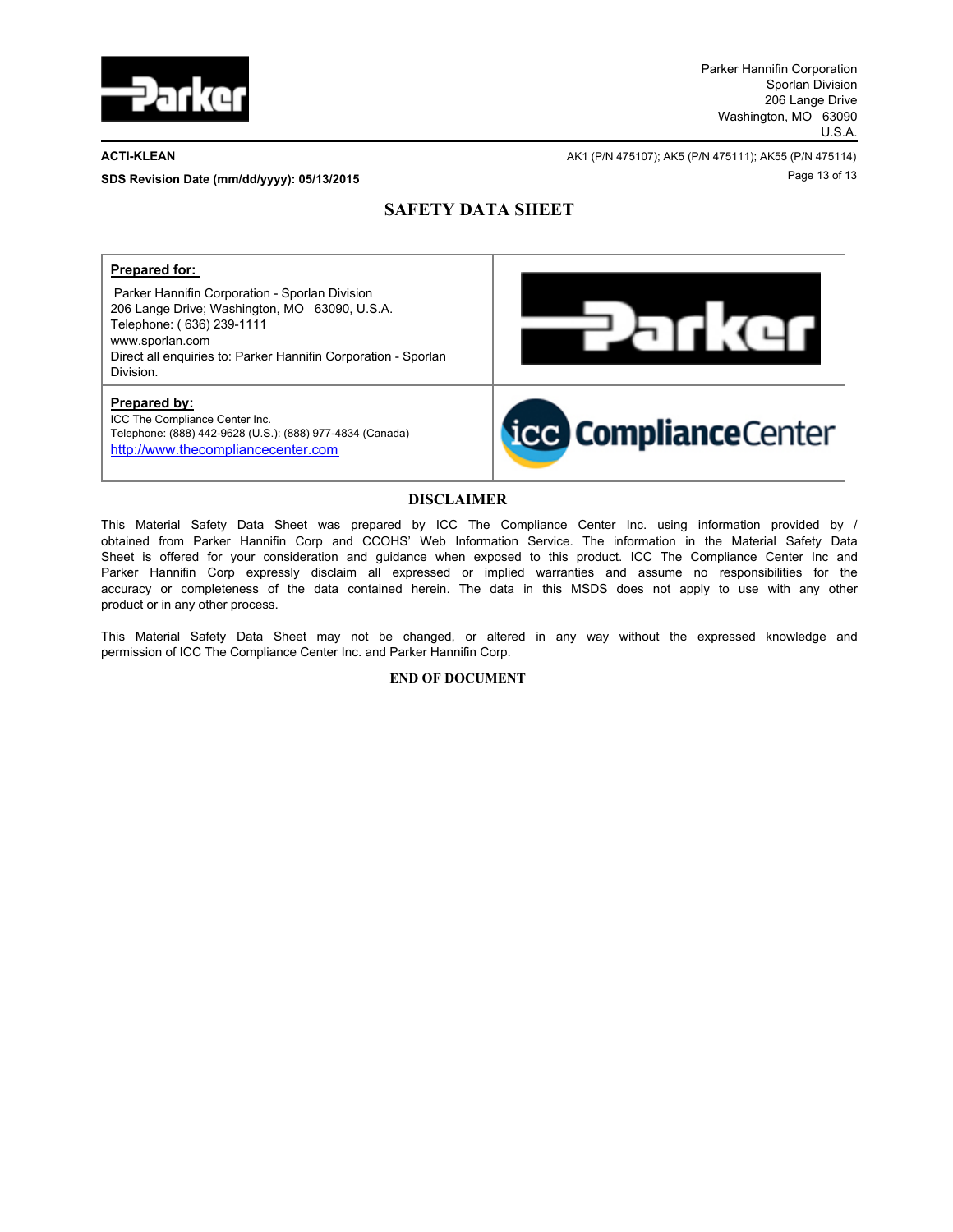# SAFETY DATA SHEET

| | |
|---|---|
| **Prepared for:**<br>Parker Hannifin Corporation - Sporlan Division<br>206 Lange Drive; Washington, MO 63090, U.S.A.<br>Telephone: ( 636) 239-1111<br>www.sporlan.com<br>Direct all enquiries to: Parker Hannifin Corporation - Sporlan Division. | |
| **Prepared by:**<br>ICC The Compliance Center Inc.<br>Telephone: (888) 442-9628 (U.S.): (888) 977-4834 (Canada)<br>http://www.thecompliancecenter.com | |

## DISCLAIMER

This Material Safety Data Sheet was prepared by ICC The Compliance Center Inc. using information provided by / obtained from Parker Hannifin Corp and CCOHS' Web Information Service. The information in the Material Safety Data Sheet is offered for your consideration and guidance when exposed to this product. ICC The Compliance Center Inc and Parker Hannifin Corp expressly disclaim all expressed or implied warranties and assume no responsibilities for the accuracy or completeness of the data contained herein. The data in this MSDS does not apply to use with any other product or in any other process.

This Material Safety Data Sheet may not be changed, or altered in any way without the expressed knowledge and permission of ICC The Compliance Center Inc. and Parker Hannifin Corp.

**END OF DOCUMENT**